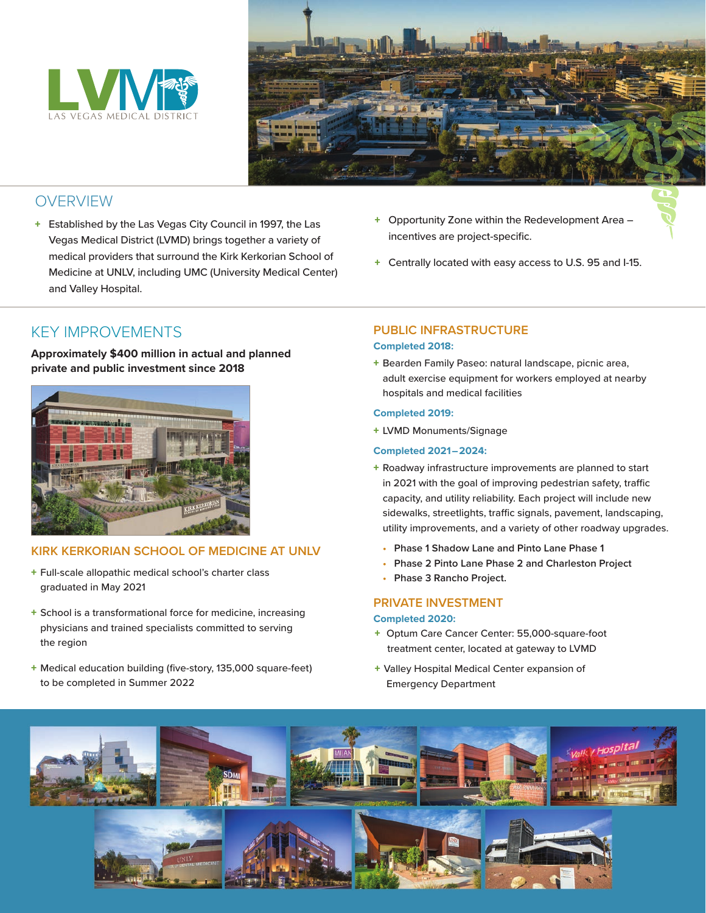LVMD
LAS VEGAS MEDICAL DISTRICT

## OVERVIEW

- Established by the Las Vegas City Council in 1997, the Las Vegas Medical District (LVMD) brings together a variety of medical providers that surround the Kirk Kerkorian School of Medicine at UNLV, including UMC (University Medical Center) and Valley Hospital.
- Opportunity Zone within the Redevelopment Area – incentives are project-specific.
- Centrally located with easy access to U.S. 95 and I-15.

## KEY IMPROVEMENTS

**Approximately $400 million in actual and planned private and public investment since 2018**

### KIRK KERKORIAN SCHOOL OF MEDICINE AT UNLV

- Full-scale allopathic medical school's charter class graduated in May 2021
- School is a transformational force for medicine, increasing physicians and trained specialists committed to serving the region
- Medical education building (five-story, 135,000 square-feet) to be completed in Summer 2022

### PUBLIC INFRASTRUCTURE

**Completed 2018:**

- Bearden Family Paseo: natural landscape, picnic area, adult exercise equipment for workers employed at nearby hospitals and medical facilities

**Completed 2019:**

- LVMD Monuments/Signage

**Completed 2021–2024:**

- Roadway infrastructure improvements are planned to start in 2021 with the goal of improving pedestrian safety, traffic capacity, and utility reliability. Each project will include new sidewalks, streetlights, traffic signals, pavement, landscaping, utility improvements, and a variety of other roadway upgrades.
  - Phase 1 Shadow Lane and Pinto Lane Phase 1
  - Phase 2 Pinto Lane Phase 2 and Charleston Project
  - Phase 3 Rancho Project.

### PRIVATE INVESTMENT

**Completed 2020:**

- Optum Care Cancer Center: 55,000-square-foot treatment center, located at gateway to LVMD
- Valley Hospital Medical Center expansion of Emergency Department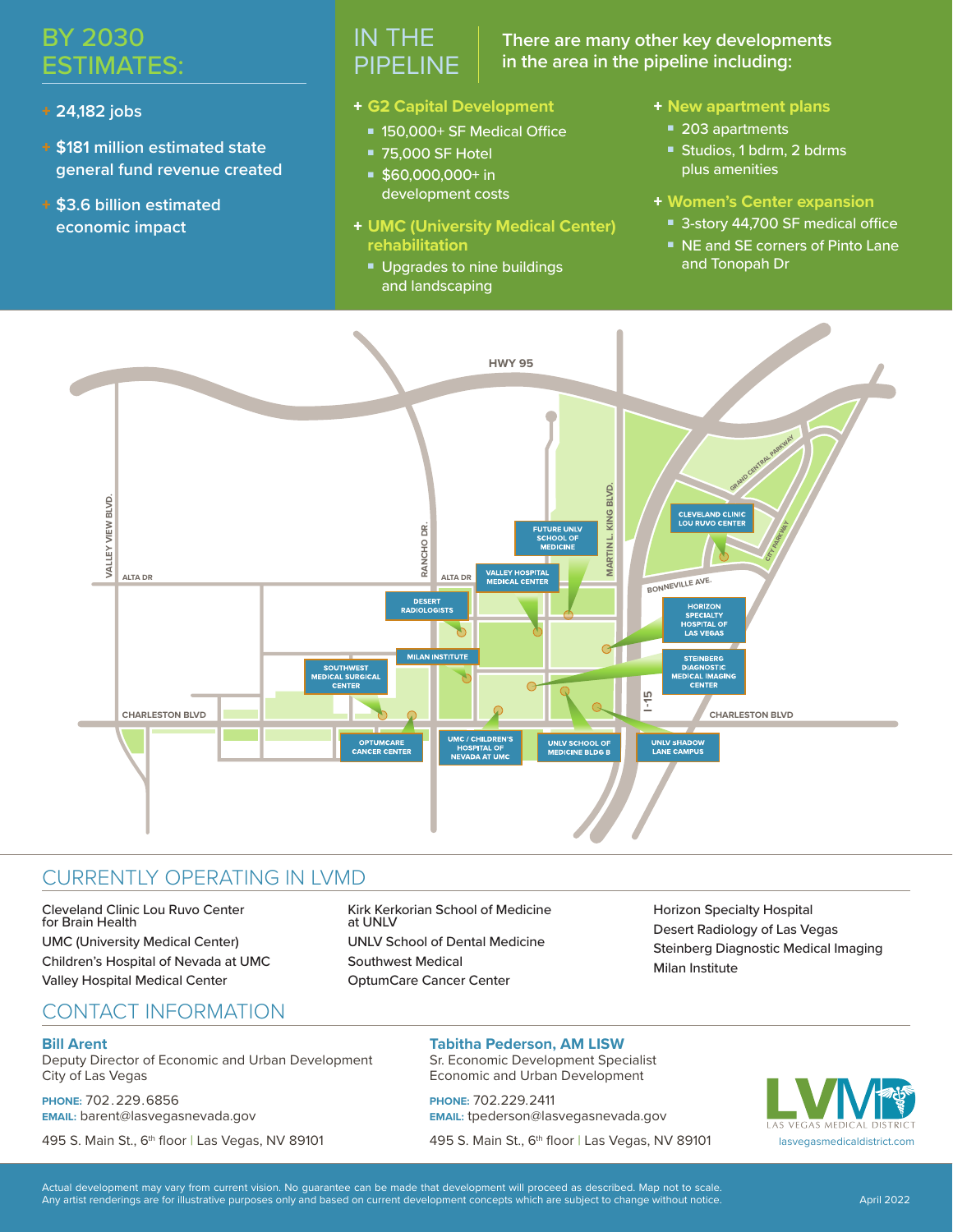## BY 2030 ESTIMATES:

- 24,182 jobs
- $181 million estimated state general fund revenue created
- $3.6 billion estimated economic impact

## IN THE PIPELINE

There are many other key developments in the area in the pipeline including:

**+ G2 Capital Development**
- 150,000+ SF Medical Office
- 75,000 SF Hotel
- $60,000,000+ in development costs

**+ UMC (University Medical Center) rehabilitation**
- Upgrades to nine buildings and landscaping

**+ New apartment plans**
- 203 apartments
- Studios, 1 bdrm, 2 bdrms plus amenities

**+ Women's Center expansion**
- 3-story 44,700 SF medical office
- NE and SE corners of Pinto Lane and Tonopah Dr

HWY 95
VALLEY VIEW BLVD.
ALTA DR
RANCHO DR.
ALTA DR
MARTIN L. KING BLVD.
GRAND CENTRAL PARKWAY
CITY PARKWAY
BONNEVILLE AVE.
I-15
CHARLESTON BLVD
CHARLESTON BLVD
CLEVELAND CLINIC LOU RUVO CENTER
FUTURE UNLV SCHOOL OF MEDICINE
VALLEY HOSPITAL MEDICAL CENTER
DESERT RADIOLOGISTS
HORIZON SPECIALTY HOSPITAL OF LAS VEGAS
MILAN INSTITUTE
STEINBERG DIAGNOSTIC MEDICAL IMAGING CENTER
SOUTHWEST MEDICAL SURGICAL CENTER
OPTUMCARE CANCER CENTER
UMC / CHILDREN'S HOSPITAL OF NEVADA AT UMC
UNLV SCHOOL OF MEDICINE BLDG B
UNLV SHADOW LANE CAMPUS

## CURRENTLY OPERATING IN LVMD

- Cleveland Clinic Lou Ruvo Center for Brain Health
- UMC (University Medical Center)
- Children's Hospital of Nevada at UMC
- Valley Hospital Medical Center
- Kirk Kerkorian School of Medicine at UNLV
- UNLV School of Dental Medicine
- Southwest Medical
- OptumCare Cancer Center
- Horizon Specialty Hospital
- Desert Radiology of Las Vegas
- Steinberg Diagnostic Medical Imaging
- Milan Institute

## CONTACT INFORMATION

**Bill Arent**
Deputy Director of Economic and Urban Development
City of Las Vegas

**PHONE:** 702.229.6856
**EMAIL:** barent@lasvegasnevada.gov

495 S. Main St., 6th floor | Las Vegas, NV 89101

**Tabitha Pederson, AM LISW**
Sr. Economic Development Specialist
Economic and Urban Development

**PHONE:** 702.229.2411
**EMAIL:** tpederson@lasvegasnevada.gov

495 S. Main St., 6th floor | Las Vegas, NV 89101

LVMD
LAS VEGAS MEDICAL DISTRICT
lasvegasmedicaldistrict.com

Actual development may vary from current vision. No guarantee can be made that development will proceed as described. Map not to scale. Any artist renderings are for illustrative purposes only and based on current development concepts which are subject to change without notice.

April 2022